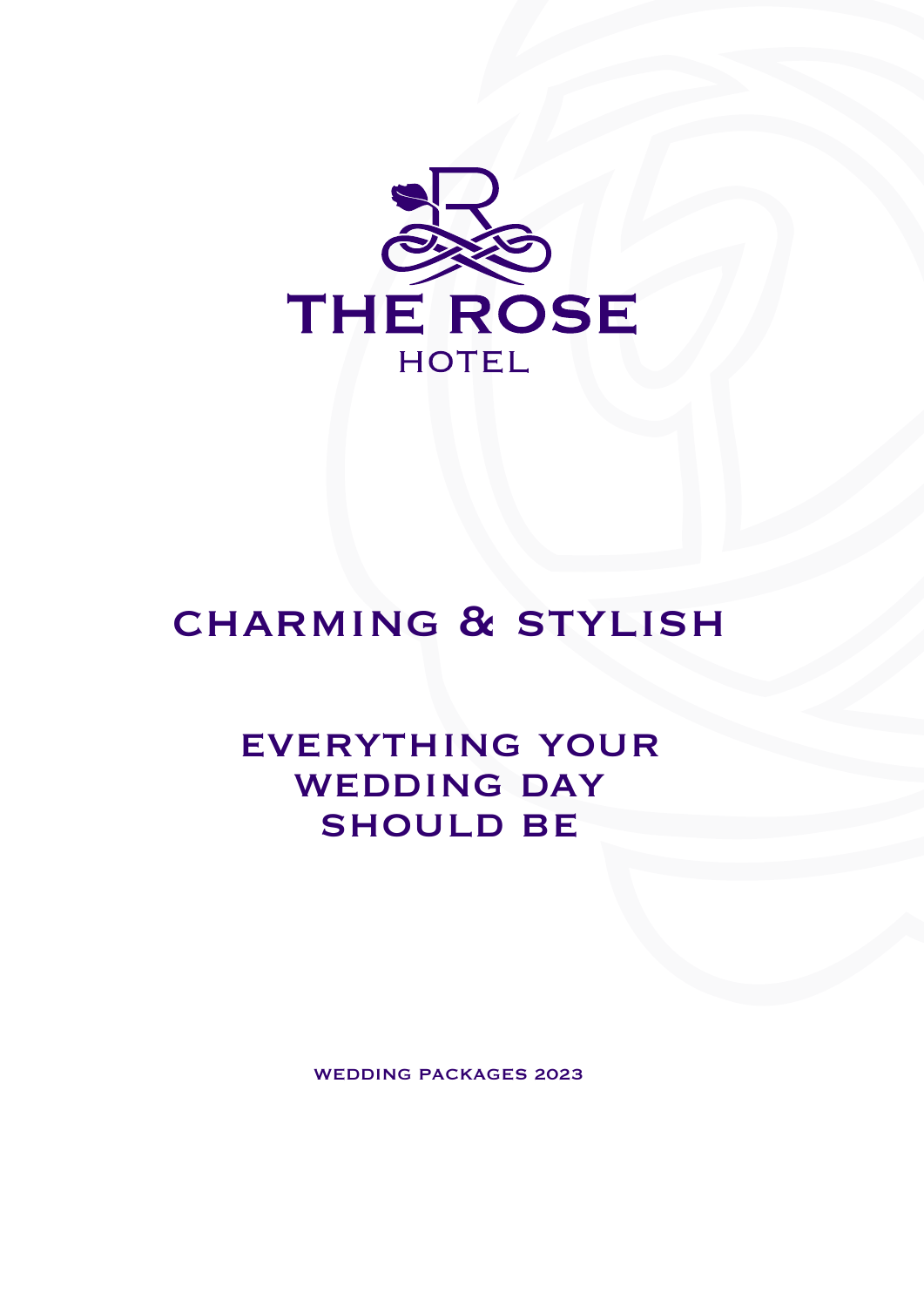# THE ROSE
HOTEL

## CHARMING & STYLISH

## EVERYTHING YOUR WEDDING DAY SHOULD BE

WEDDING PACKAGES 2023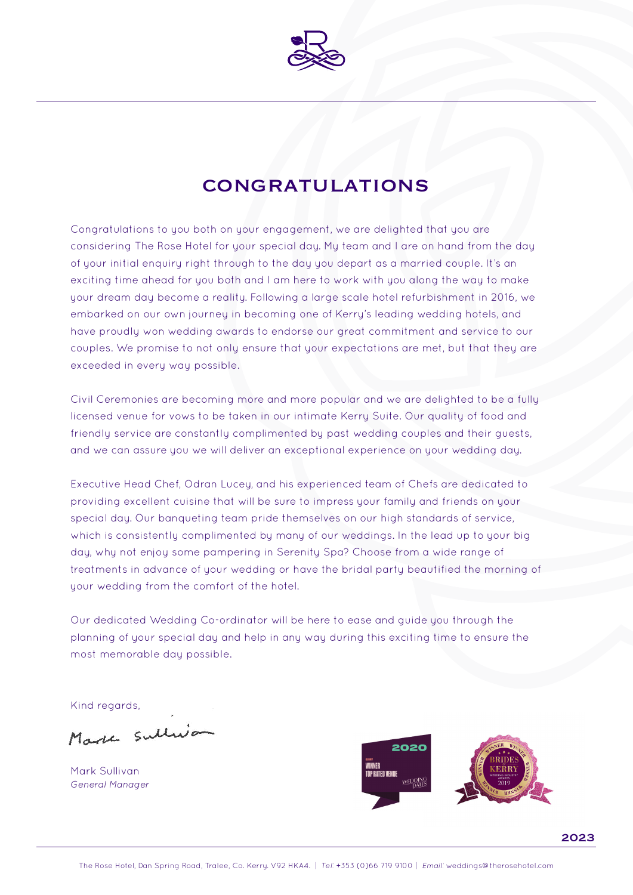# CONGRATULATIONS

Congratulations to you both on your engagement, we are delighted that you are considering The Rose Hotel for your special day. My team and I are on hand from the day of your initial enquiry right through to the day you depart as a married couple. It's an exciting time ahead for you both and I am here to work with you along the way to make your dream day become a reality. Following a large scale hotel refurbishment in 2016, we embarked on our own journey in becoming one of Kerry's leading wedding hotels, and have proudly won wedding awards to endorse our great commitment and service to our couples. We promise to not only ensure that your expectations are met, but that they are exceeded in every way possible.

Civil Ceremonies are becoming more and more popular and we are delighted to be a fully licensed venue for vows to be taken in our intimate Kerry Suite. Our quality of food and friendly service are constantly complimented by past wedding couples and their guests, and we can assure you we will deliver an exceptional experience on your wedding day.

Executive Head Chef, Odran Lucey, and his experienced team of Chefs are dedicated to providing excellent cuisine that will be sure to impress your family and friends on your special day. Our banqueting team pride themselves on our high standards of service, which is consistently complimented by many of our weddings. In the lead up to your big day, why not enjoy some pampering in Serenity Spa? Choose from a wide range of treatments in advance of your wedding or have the bridal party beautified the morning of your wedding from the comfort of the hotel.

Our dedicated Wedding Co-ordinator will be here to ease and guide you through the planning of your special day and help in any way during this exciting time to ensure the most memorable day possible.

Kind regards,

Mark Sullivan
*General Manager*

2020 WINNER TOP RATED VENUE — Wedding Dates

Brides of Kerry Wedding Industry Awards 2019 — Winner

The Rose Hotel, Dan Spring Road, Tralee, Co. Kerry. V92 HKA4. | *Tel:* +353 (0)66 719 9100 | *Email:* weddings@therosehotel.com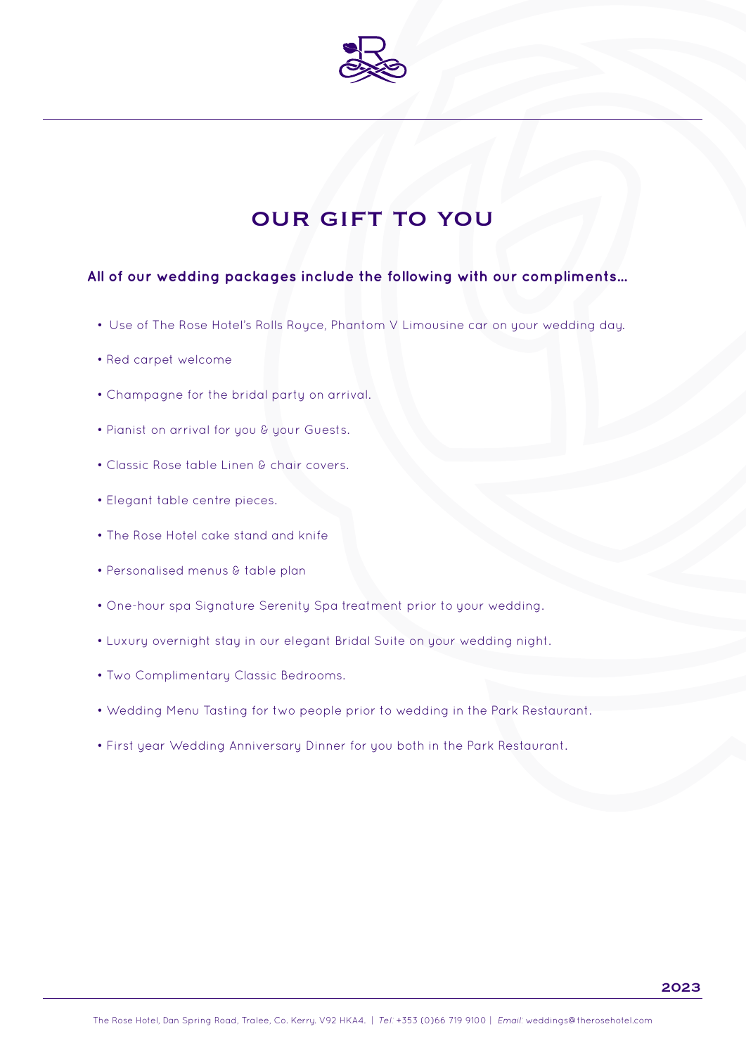# OUR GIFT TO YOU

**All of our wedding packages include the following with our compliments...**

- Use of The Rose Hotel's Rolls Royce, Phantom V Limousine car on your wedding day.
- Red carpet welcome
- Champagne for the bridal party on arrival.
- Pianist on arrival for you & your Guests.
- Classic Rose table Linen & chair covers.
- Elegant table centre pieces.
- The Rose Hotel cake stand and knife
- Personalised menus & table plan
- One-hour spa Signature Serenity Spa treatment prior to your wedding.
- Luxury overnight stay in our elegant Bridal Suite on your wedding night.
- Two Complimentary Classic Bedrooms.
- Wedding Menu Tasting for two people prior to wedding in the Park Restaurant.
- First year Wedding Anniversary Dinner for you both in the Park Restaurant.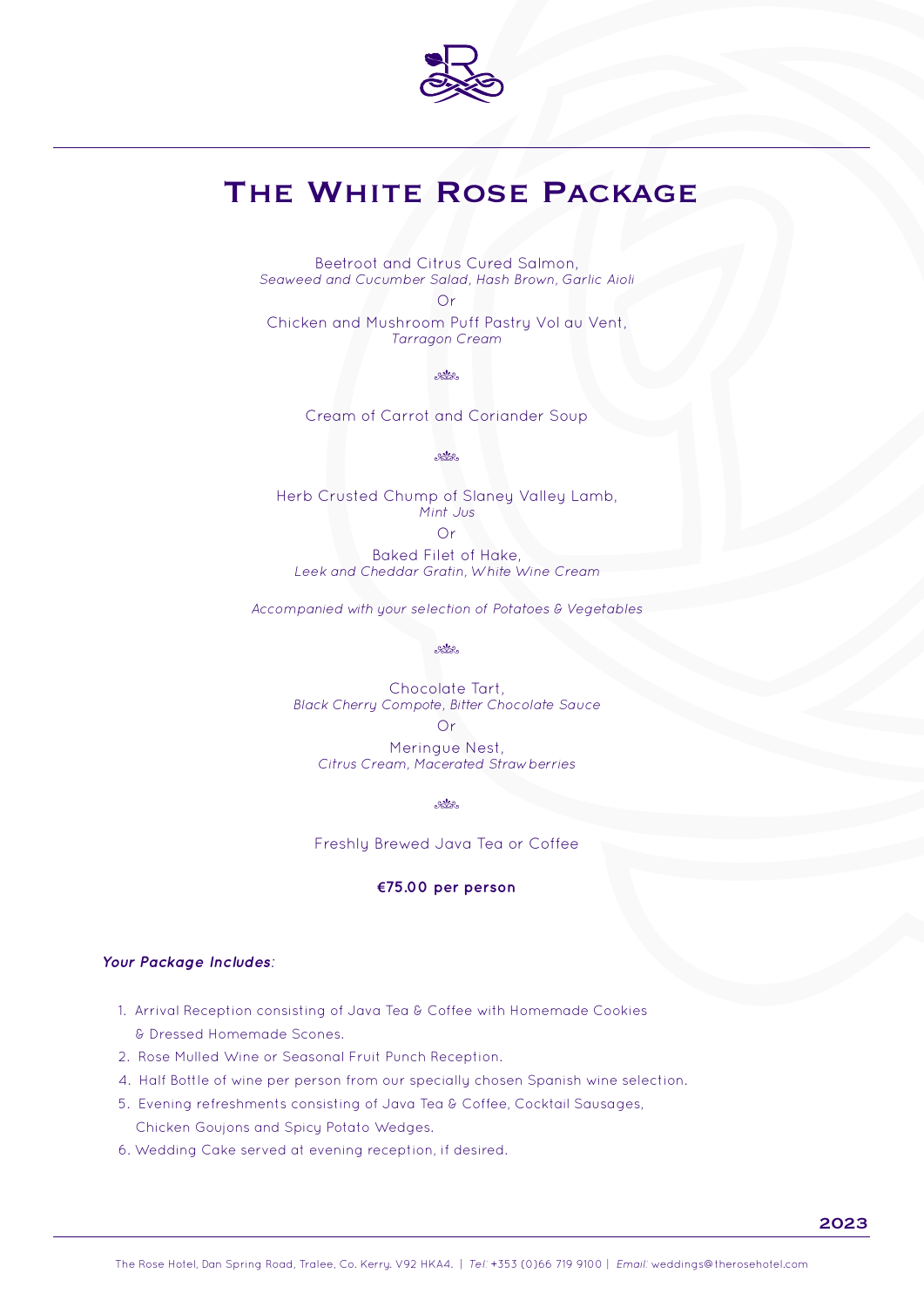# The White Rose Package

Beetroot and Citrus Cured Salmon,
*Seaweed and Cucumber Salad, Hash Brown, Garlic Aioli*

Or

Chicken and Mushroom Puff Pastry Vol au Vent,
*Tarragon Cream*

Cream of Carrot and Coriander Soup

Herb Crusted Chump of Slaney Valley Lamb,
*Mint Jus*

Or

Baked Filet of Hake,
*Leek and Cheddar Gratin, White Wine Cream*

*Accompanied with your selection of Potatoes & Vegetables*

Chocolate Tart,
*Black Cherry Compote, Bitter Chocolate Sauce*

Or

Meringue Nest,
*Citrus Cream, Macerated Strawberries*

Freshly Brewed Java Tea or Coffee

**€75.00 per person**

***Your Package Includes***:

1. Arrival Reception consisting of Java Tea & Coffee with Homemade Cookies & Dressed Homemade Scones.
2. Rose Mulled Wine or Seasonal Fruit Punch Reception.
4. Half Bottle of wine per person from our specially chosen Spanish wine selection.
5. Evening refreshments consisting of Java Tea & Coffee, Cocktail Sausages, Chicken Goujons and Spicy Potato Wedges.
6. Wedding Cake served at evening reception, if desired.

**2023**

The Rose Hotel, Dan Spring Road, Tralee, Co. Kerry. V92 HKA4. | *Tel:* +353 (0)66 719 9100 | *Email:* weddings@therosehotel.com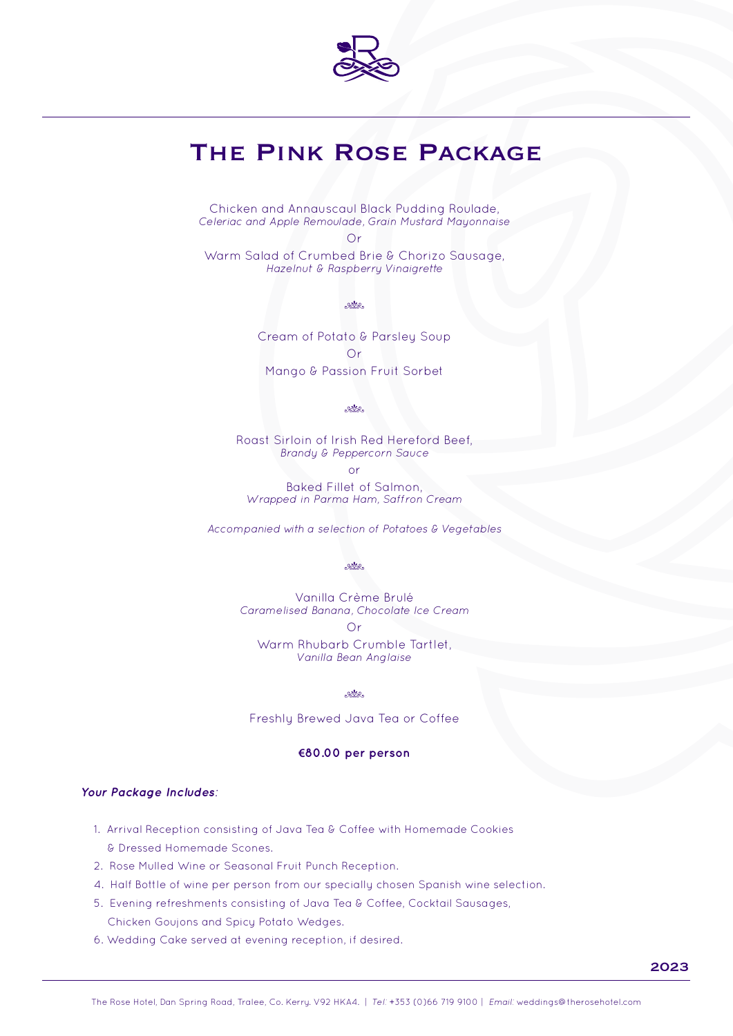# The Pink Rose Package

Chicken and Annauscaul Black Pudding Roulade,
*Celeriac and Apple Remoulade, Grain Mustard Mayonnaise*

Or

Warm Salad of Crumbed Brie & Chorizo Sausage,
*Hazelnut & Raspberry Vinaigrette*

Cream of Potato & Parsley Soup

Or

Mango & Passion Fruit Sorbet

Roast Sirloin of Irish Red Hereford Beef,
*Brandy & Peppercorn Sauce*

or

Baked Fillet of Salmon,
*Wrapped in Parma Ham, Saffron Cream*

*Accompanied with a selection of Potatoes & Vegetables*

Vanilla Crème Brulé
*Caramelised Banana, Chocolate Ice Cream*

Or

Warm Rhubarb Crumble Tartlet,
*Vanilla Bean Anglaise*

Freshly Brewed Java Tea or Coffee

**€80.00 per person**

***Your Package Includes:***

1. Arrival Reception consisting of Java Tea & Coffee with Homemade Cookies & Dressed Homemade Scones.
2. Rose Mulled Wine or Seasonal Fruit Punch Reception.
4. Half Bottle of wine per person from our specially chosen Spanish wine selection.
5. Evening refreshments consisting of Java Tea & Coffee, Cocktail Sausages, Chicken Goujons and Spicy Potato Wedges.
6. Wedding Cake served at evening reception, if desired.

**2023**

The Rose Hotel, Dan Spring Road, Tralee, Co. Kerry. V92 HKA4. | *Tel:* +353 (0)66 719 9100 | *Email:* weddings@therosehotel.com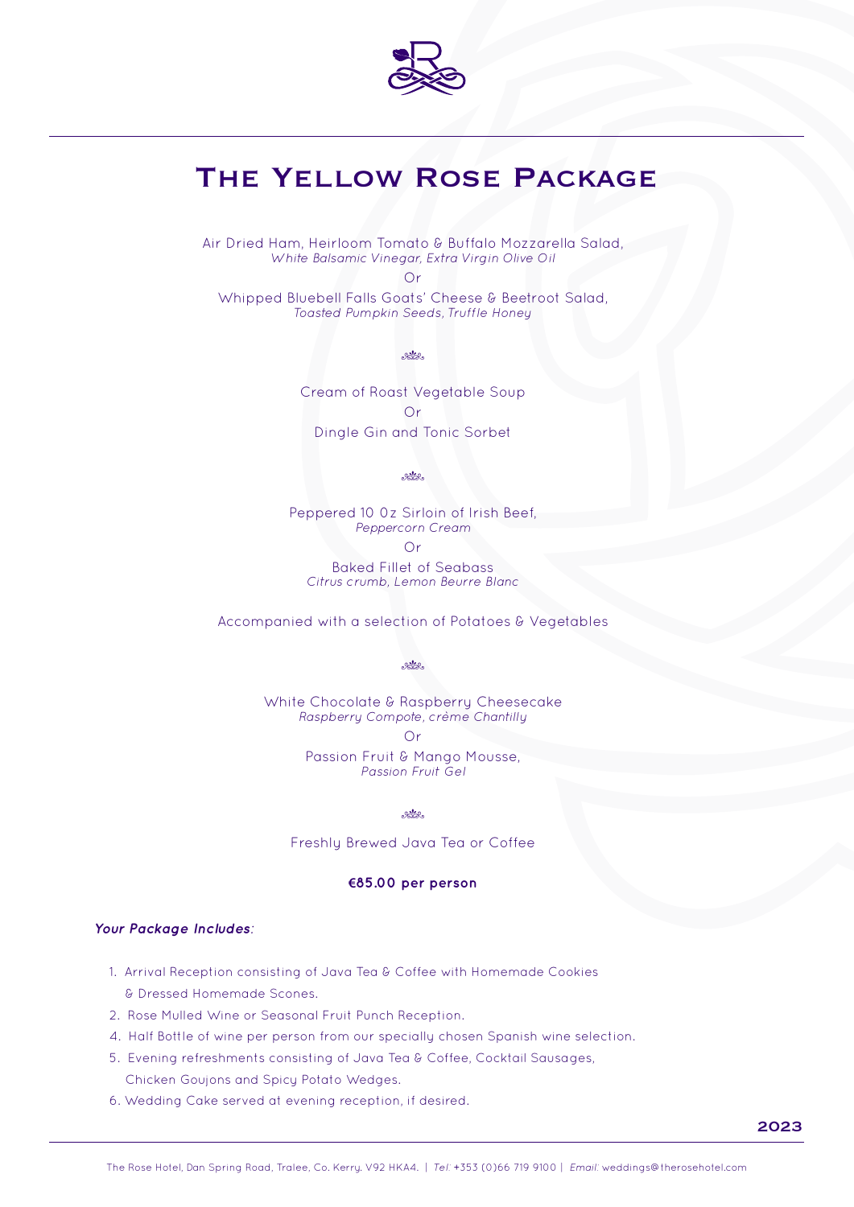# The Yellow Rose Package

Air Dried Ham, Heirloom Tomato & Buffalo Mozzarella Salad,
*White Balsamic Vinegar, Extra Virgin Olive Oil*

Or

Whipped Bluebell Falls Goats' Cheese & Beetroot Salad,
*Toasted Pumpkin Seeds, Truffle Honey*

Cream of Roast Vegetable Soup

Or

Dingle Gin and Tonic Sorbet

Peppered 10 Oz Sirloin of Irish Beef,
*Peppercorn Cream*

Or

Baked Fillet of Seabass
*Citrus crumb, Lemon Beurre Blanc*

Accompanied with a selection of Potatoes & Vegetables

White Chocolate & Raspberry Cheesecake
*Raspberry Compote, crème Chantilly*

Or

Passion Fruit & Mango Mousse,
*Passion Fruit Gel*

Freshly Brewed Java Tea or Coffee

**€85.00 per person**

***Your Package Includes:***

1. Arrival Reception consisting of Java Tea & Coffee with Homemade Cookies & Dressed Homemade Scones.
2. Rose Mulled Wine or Seasonal Fruit Punch Reception.
4. Half Bottle of wine per person from our specially chosen Spanish wine selection.
5. Evening refreshments consisting of Java Tea & Coffee, Cocktail Sausages, Chicken Goujons and Spicy Potato Wedges.
6. Wedding Cake served at evening reception, if desired.

**2023**

The Rose Hotel, Dan Spring Road, Tralee, Co. Kerry. V92 HKA4. | *Tel:* +353 (0)66 719 9100 | *Email:* weddings@therosehotel.com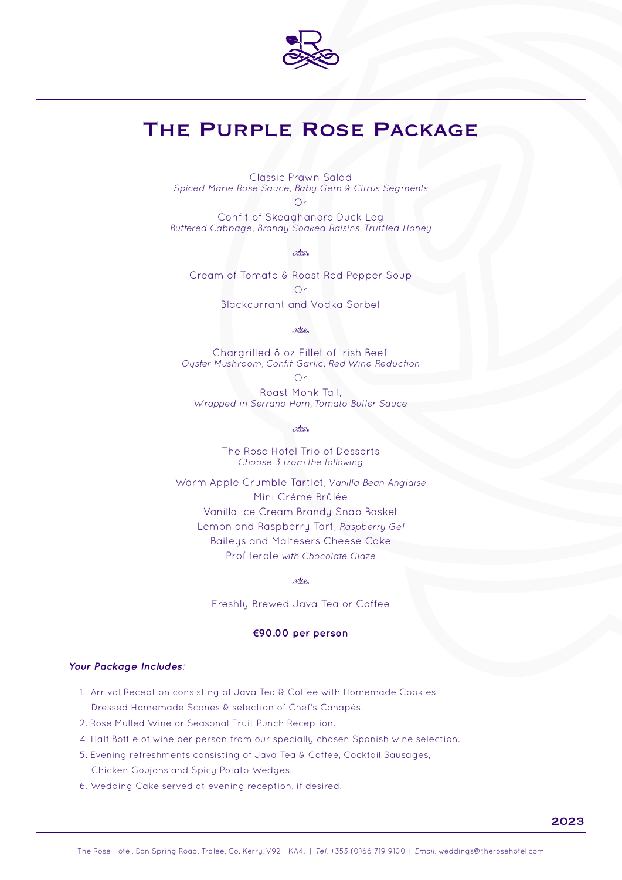# The Purple Rose Package

Classic Prawn Salad
*Spiced Marie Rose Sauce, Baby Gem & Citrus Segments*

Or

Confit of Skeaghanore Duck Leg
*Buttered Cabbage, Brandy Soaked Raisins, Truffled Honey*

Cream of Tomato & Roast Red Pepper Soup

Or

Blackcurrant and Vodka Sorbet

Chargrilled 8 oz Fillet of Irish Beef,
*Oyster Mushroom, Confit Garlic, Red Wine Reduction*

Or

Roast Monk Tail,
*Wrapped in Serrano Ham, Tomato Butter Sauce*

The Rose Hotel Trio of Desserts
*Choose 3 from the following*

Warm Apple Crumble Tartlet, *Vanilla Bean Anglaise*
Mini Crème Brûlée
Vanilla Ice Cream Brandy Snap Basket
Lemon and Raspberry Tart, *Raspberry Gel*
Baileys and Maltesers Cheese Cake
Profiterole *with Chocolate Glaze*

Freshly Brewed Java Tea or Coffee

**€90.00 per person**

***Your Package Includes:***

1. Arrival Reception consisting of Java Tea & Coffee with Homemade Cookies, Dressed Homemade Scones & selection of Chef's Canapés.
2. Rose Mulled Wine or Seasonal Fruit Punch Reception.
4. Half Bottle of wine per person from our specially chosen Spanish wine selection.
5. Evening refreshments consisting of Java Tea & Coffee, Cocktail Sausages, Chicken Goujons and Spicy Potato Wedges.
6. Wedding Cake served at evening reception, if desired.

**2023**

The Rose Hotel, Dan Spring Road, Tralee, Co. Kerry. V92 HKA4. | *Tel:* +353 (0)66 719 9100 | *Email:* weddings@therosehotel.com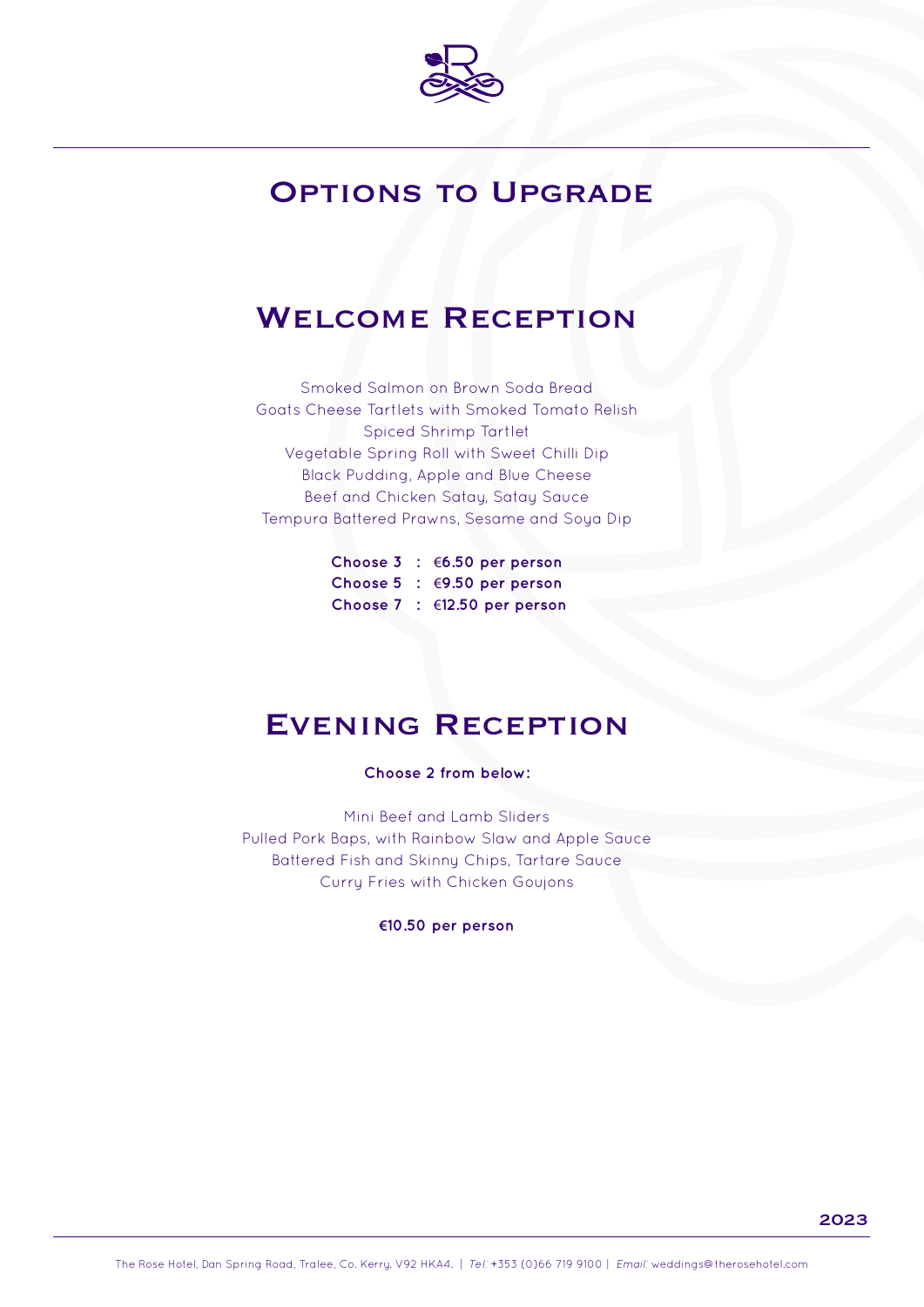# Options to Upgrade

## Welcome Reception

Smoked Salmon on Brown Soda Bread
Goats Cheese Tartlets with Smoked Tomato Relish
Spiced Shrimp Tartlet
Vegetable Spring Roll with Sweet Chilli Dip
Black Pudding, Apple and Blue Cheese
Beef and Chicken Satay, Satay Sauce
Tempura Battered Prawns, Sesame and Soya Dip

**Choose 3 : €6.50 per person**
**Choose 5 : €9.50 per person**
**Choose 7 : €12.50 per person**

## Evening Reception

**Choose 2 from below:**

Mini Beef and Lamb Sliders
Pulled Pork Baps, with Rainbow Slaw and Apple Sauce
Battered Fish and Skinny Chips, Tartare Sauce
Curry Fries with Chicken Goujons

**€10.50 per person**

**2023**

The Rose Hotel, Dan Spring Road, Tralee, Co. Kerry. V92 HKA4. | *Tel:* +353 (0)66 719 9100 | *Email:* weddings@therosehotel.com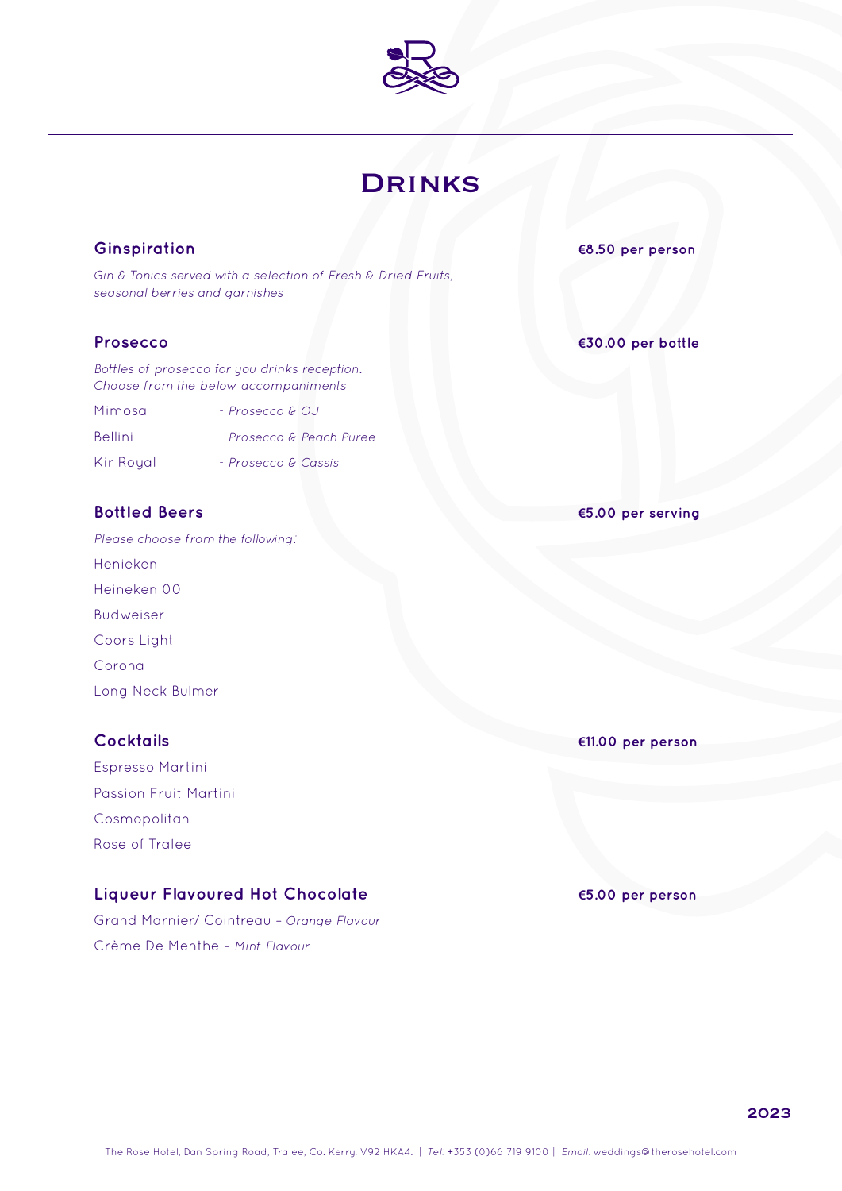# Drinks

## Ginspiration

**€8.50 per person**

*Gin & Tonics served with a selection of Fresh & Dried Fruits, seasonal berries and garnishes*

## Prosecco

**€30.00 per bottle**

*Bottles of prosecco for you drinks reception. Choose from the below accompaniments*

Mimosa *- Prosecco & OJ*

Bellini *- Prosecco & Peach Puree*

Kir Royal *- Prosecco & Cassis*

## Bottled Beers

**€5.00 per serving**

*Please choose from the following:*

Henieken

Heineken 00

Budweiser

Coors Light

Corona

Long Neck Bulmer

## Cocktails

**€11.00 per person**

Espresso Martini

Passion Fruit Martini

Cosmopolitan

Rose of Tralee

## Liqueur Flavoured Hot Chocolate

**€5.00 per person**

Grand Marnier/ Cointreau – *Orange Flavour*

Crème De Menthe – *Mint Flavour*

**2023**

The Rose Hotel, Dan Spring Road, Tralee, Co. Kerry. V92 HKA4. | *Tel:* +353 (0)66 719 9100 | *Email:* weddings@therosehotel.com